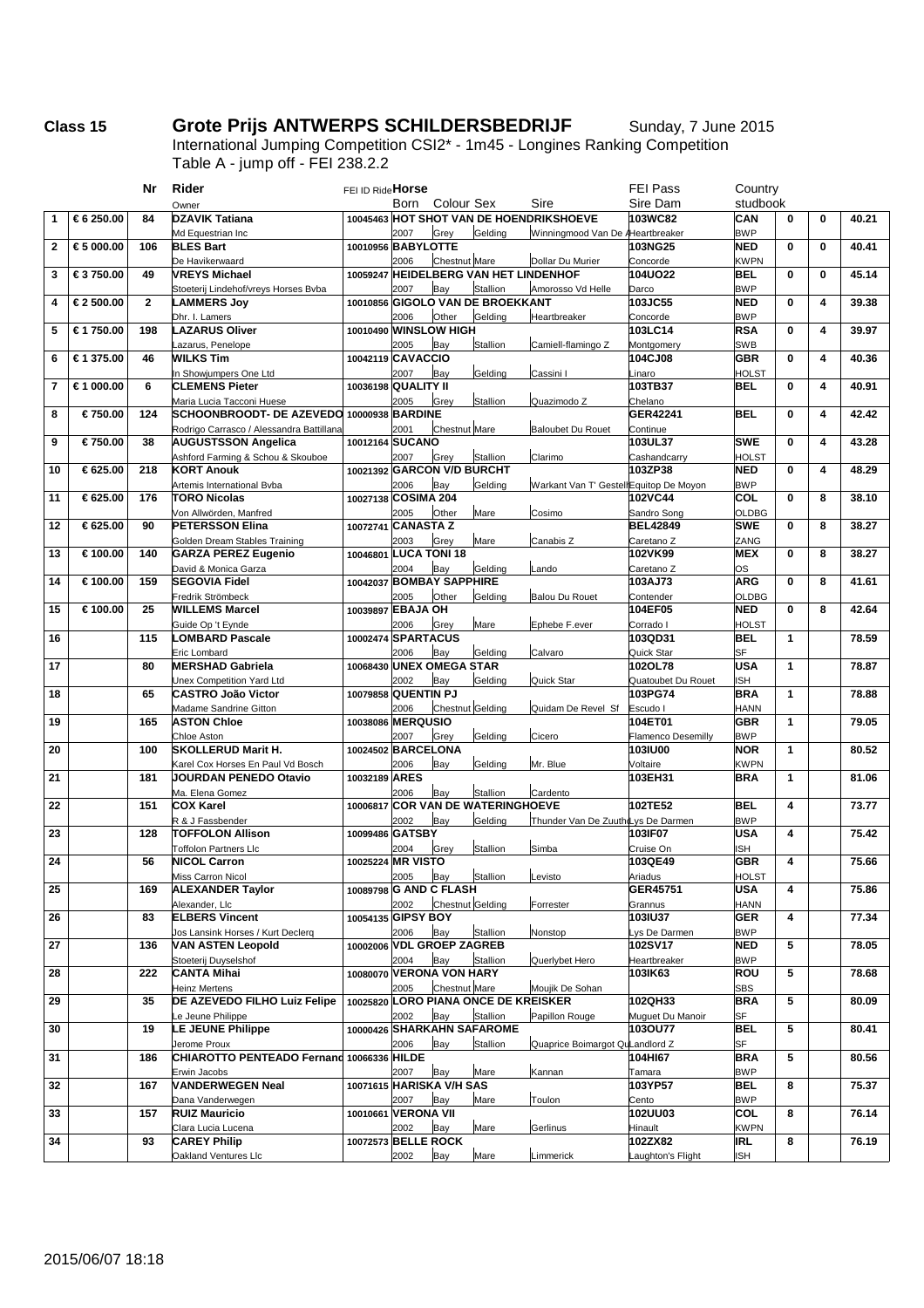**Class 15** **Grote Prijs ANTWERPS SCHILDERSBEDRIJF** Sunday, 7 June 2015

International Jumping Competition CSI2* - 1m45 - Longines Ranking Competition

Table A - jump off - FEI 238.2.2

| | | Nr | Rider / Owner | FEI ID Rider | Horse / Born | Colour | Sex | Sire | FEI Pass / Sire Dam | Country / studbook | | | |
|---|---|---|---|---|---|---|---|---|---|---|---|---|---|
| 1 | € 6 250.00 | 84 | **DZAVIK Tatiana** | 10045463 | **HOT SHOT VAN DE HOENDRIKSHOEVE** | | | | **103WC82** | **CAN** | 0 | 0 | 40.21 |
| | | | Md Equestrian Inc | | 2007 | Grey | Gelding | Winningmood Van De A | Heartbreaker | BWP | | | |
| 2 | € 5 000.00 | 106 | **BLES Bart** | 10010956 | **BABYLOTTE** | | | | **103NG25** | **NED** | 0 | 0 | 40.41 |
| | | | De Havikerwaard | | 2006 | Chestnut | Mare | Dollar Du Murier | Concorde | KWPN | | | |
| 3 | € 3 750.00 | 49 | **VREYS Michael** | 10059247 | **HEIDELBERG VAN HET LINDENHOF** | | | | **104UO22** | **BEL** | 0 | 0 | 45.14 |
| | | | Stoeterij Lindehof/vreys Horses Bvba | | 2007 | Bay | Stallion | Amorosso Vd Helle | Darco | BWP | | | |
| 4 | € 2 500.00 | 2 | **LAMMERS Joy** | 10010856 | **GIGOLO VAN DE BROEKKANT** | | | | **103JC55** | **NED** | 0 | 4 | 39.38 |
| | | | Dhr. I. Lamers | | 2006 | Other | Gelding | Heartbreaker | Concorde | BWP | | | |
| 5 | € 1 750.00 | 198 | **LAZARUS Oliver** | 10010490 | **WINSLOW HIGH** | | | | **103LC14** | **RSA** | 0 | 4 | 39.97 |
| | | | Lazarus, Penelope | | 2005 | Bay | Stallion | Camiell-flamingo Z | Montgomery | SWB | | | |
| 6 | € 1 375.00 | 46 | **WILKS Tim** | 10042119 | **CAVACCIO** | | | | **104CJ08** | **GBR** | 0 | 4 | 40.36 |
| | | | In Showjumpers One Ltd | | 2007 | Bay | Gelding | Cassini I | Linaro | HOLST | | | |
| 7 | € 1 000.00 | 6 | **CLEMENS Pieter** | 10036198 | **QUALITY II** | | | | **103TB37** | **BEL** | 0 | 4 | 40.91 |
| | | | Maria Lucia Tacconi Huese | | 2005 | Grey | Stallion | Quazimodo Z | Chelano | | | | |
| 8 | € 750.00 | 124 | **SCHOONBROODT- DE AZEVEDO** | 10000938 | **BARDINE** | | | | **GER42241** | **BEL** | 0 | 4 | 42.42 |
| | | | Rodrigo Carrasco / Alessandra Battillana | | 2001 | Chestnut | Mare | Baloubet Du Rouet | Continue | | | | |
| 9 | € 750.00 | 38 | **AUGUSTSSON Angelica** | 10012164 | **SUCANO** | | | | **103UL37** | **SWE** | 0 | 4 | 43.28 |
| | | | Ashford Farming & Schou & Skouboe | | 2007 | Grey | Stallion | Clarimo | Cashandcarry | HOLST | | | |
| 10 | € 625.00 | 218 | **KORT Anouk** | 10021392 | **GARCON V/D BURCHT** | | | | **103ZP38** | **NED** | 0 | 4 | 48.29 |
| | | | Artemis International Bvba | | 2006 | Bay | Gelding | Warkant Van T' Gestell | Equitop De Moyon | BWP | | | |
| 11 | € 625.00 | 176 | **TORO Nicolas** | 10027138 | **COSIMA 204** | | | | **102VC44** | **COL** | 0 | 8 | 38.10 |
| | | | Von Allwörden, Manfred | | 2005 | Other | Mare | Cosimo | Sandro Song | OLDBG | | | |
| 12 | € 625.00 | 90 | **PETERSSON Elina** | 10072741 | **CANASTA Z** | | | | **BEL42849** | **SWE** | 0 | 8 | 38.27 |
| | | | Golden Dream Stables Training | | 2003 | Grey | Mare | Canabis Z | Caretano Z | ZANG | | | |
| 13 | € 100.00 | 140 | **GARZA PEREZ Eugenio** | 10046801 | **LUCA TONI 18** | | | | **102VK99** | **MEX** | 0 | 8 | 38.27 |
| | | | David & Monica Garza | | 2004 | Bay | Gelding | Lando | Caretano Z | OS | | | |
| 14 | € 100.00 | 159 | **SEGOVIA Fidel** | 10042037 | **BOMBAY SAPPHIRE** | | | | **103AJ73** | **ARG** | 0 | 8 | 41.61 |
| | | | Fredrik Strömbeck | | 2005 | Other | Gelding | Balou Du Rouet | Contender | OLDBG | | | |
| 15 | € 100.00 | 25 | **WILLEMS Marcel** | 10039897 | **EBAJA OH** | | | | **104EF05** | **NED** | 0 | 8 | 42.64 |
| | | | Guide Op 't Eynde | | 2006 | Grey | Mare | Ephebe F.ever | Corrado I | HOLST | | | |
| 16 | | 115 | **LOMBARD Pascale** | 10002474 | **SPARTACUS** | | | | **103QD31** | **BEL** | 1 | | 78.59 |
| | | | Eric Lombard | | 2006 | Bay | Gelding | Calvaro | Quick Star | SF | | | |
| 17 | | 80 | **MERSHAD Gabriela** | 10068430 | **UNEX OMEGA STAR** | | | | **102OL78** | **USA** | 1 | | 78.87 |
| | | | Unex Competition Yard Ltd | | 2002 | Bay | Gelding | Quick Star | Quatoubet Du Rouet | ISH | | | |
| 18 | | 65 | **CASTRO João Victor** | 10079858 | **QUENTIN PJ** | | | | **102PG74** | **BRA** | 1 | | 78.88 |
| | | | Madame Sandrine Gitton | | 2006 | Chestnut | Gelding | Quidam De Revel Sf | Escudo I | HANN | | | |
| 19 | | 165 | **ASTON Chloe** | 10038086 | **MERQUSIO** | | | | **104ET01** | **GBR** | 1 | | 79.05 |
| | | | Chloe Aston | | 2007 | Grey | Gelding | Cicero | Flamenco Desemilly | BWP | | | |
| 20 | | 100 | **SKOLLERUD Marit H.** | 10024502 | **BARCELONA** | | | | **103IU00** | **NOR** | 1 | | 80.52 |
| | | | Karel Cox Horses En Paul Vd Bosch | | 2006 | Bay | Gelding | Mr. Blue | Voltaire | KWPN | | | |
| 21 | | 181 | **JOURDAN PENEDO Otavio** | 10032189 | **ARES** | | | | **103EH31** | **BRA** | 1 | | 81.06 |
| | | | Ma. Elena Gomez | | 2006 | Bay | Stallion | Cardento | | | | | |
| 22 | | 151 | **COX Karel** | 10006817 | **COR VAN DE WATERINGHOEVE** | | | | **102TE52** | **BEL** | 4 | | 73.77 |
| | | | R & J Fassbender | | 2002 | Bay | Gelding | Thunder Van De Zuuth | Lys De Darmen | BWP | | | |
| 23 | | 128 | **TOFFOLON Allison** | 10099486 | **GATSBY** | | | | **103IF07** | **USA** | 4 | | 75.42 |
| | | | Toffolon Partners Llc | | 2004 | Grey | Stallion | Simba | Cruise On | ISH | | | |
| 24 | | 56 | **NICOL Carron** | 10025224 | **MR VISTO** | | | | **103QE49** | **GBR** | 4 | | 75.66 |
| | | | Miss Carron Nicol | | 2005 | Bay | Stallion | Levisto | Ariadus | HOLST | | | |
| 25 | | 169 | **ALEXANDER Taylor** | 10089798 | **G AND C FLASH** | | | | **GER45751** | **USA** | 4 | | 75.86 |
| | | | Alexander, Llc | | 2002 | Chestnut | Gelding | Forrester | Grannus | HANN | | | |
| 26 | | 83 | **ELBERS Vincent** | 10054135 | **GIPSY BOY** | | | | **103IU37** | **GER** | 4 | | 77.34 |
| | | | Jos Lansink Horses / Kurt Declerq | | 2006 | Bay | Stallion | Nonstop | Lys De Darmen | BWP | | | |
| 27 | | 136 | **VAN ASTEN Leopold** | 10002006 | **VDL GROEP ZAGREB** | | | | **102SV17** | **NED** | 5 | | 78.05 |
| | | | Stoeterij Duyselshof | | 2004 | Bay | Stallion | Querlybet Hero | Heartbreaker | BWP | | | |
| 28 | | 222 | **CANTA Mihai** | 10080070 | **VERONA VON HARY** | | | | **103IK63** | **ROU** | 5 | | 78.68 |
| | | | Heinz Mertens | | 2005 | Chestnut | Mare | Moujik De Sohan | | SBS | | | |
| 29 | | 35 | **DE AZEVEDO FILHO Luiz Felipe** | 10025820 | **LORO PIANA ONCE DE KREISKER** | | | | **102QH33** | **BRA** | 5 | | 80.09 |
| | | | Le Jeune Philippe | | 2002 | Bay | Stallion | Papillon Rouge | Muguet Du Manoir | SF | | | |
| 30 | | 19 | **LE JEUNE Philippe** | 10000426 | **SHARKAHN SAFAROME** | | | | **103OU77** | **BEL** | 5 | | 80.41 |
| | | | Jerome Proux | | 2006 | Bay | Stallion | Quaprice Boimargot Qu | Landlord Z | SF | | | |
| 31 | | 186 | **CHIAROTTO PENTEADO Fernand** | 10066336 | **HILDE** | | | | **104HI67** | **BRA** | 5 | | 80.56 |
| | | | Erwin Jacobs | | 2007 | Bay | Mare | Kannan | Tamara | BWP | | | |
| 32 | | 167 | **VANDERWEGEN Neal** | 10071615 | **HARISKA V/H SAS** | | | | **103YP57** | **BEL** | 8 | | 75.37 |
| | | | Dana Vanderwegen | | 2007 | Bay | Mare | Toulon | Cento | BWP | | | |
| 33 | | 157 | **RUIZ Mauricio** | 10010661 | **VERONA VII** | | | | **102UU03** | **COL** | 8 | | 76.14 |
| | | | Clara Lucia Lucena | | 2002 | Bay | Mare | Gerlinus | Hinault | KWPN | | | |
| 34 | | 93 | **CAREY Philip** | 10072573 | **BELLE ROCK** | | | | **102ZX82** | **IRL** | 8 | | 76.19 |
| | | | Oakland Ventures Llc | | 2002 | Bay | Mare | Limmerick | Laughton's Flight | ISH | | | |

2015/06/07 18:18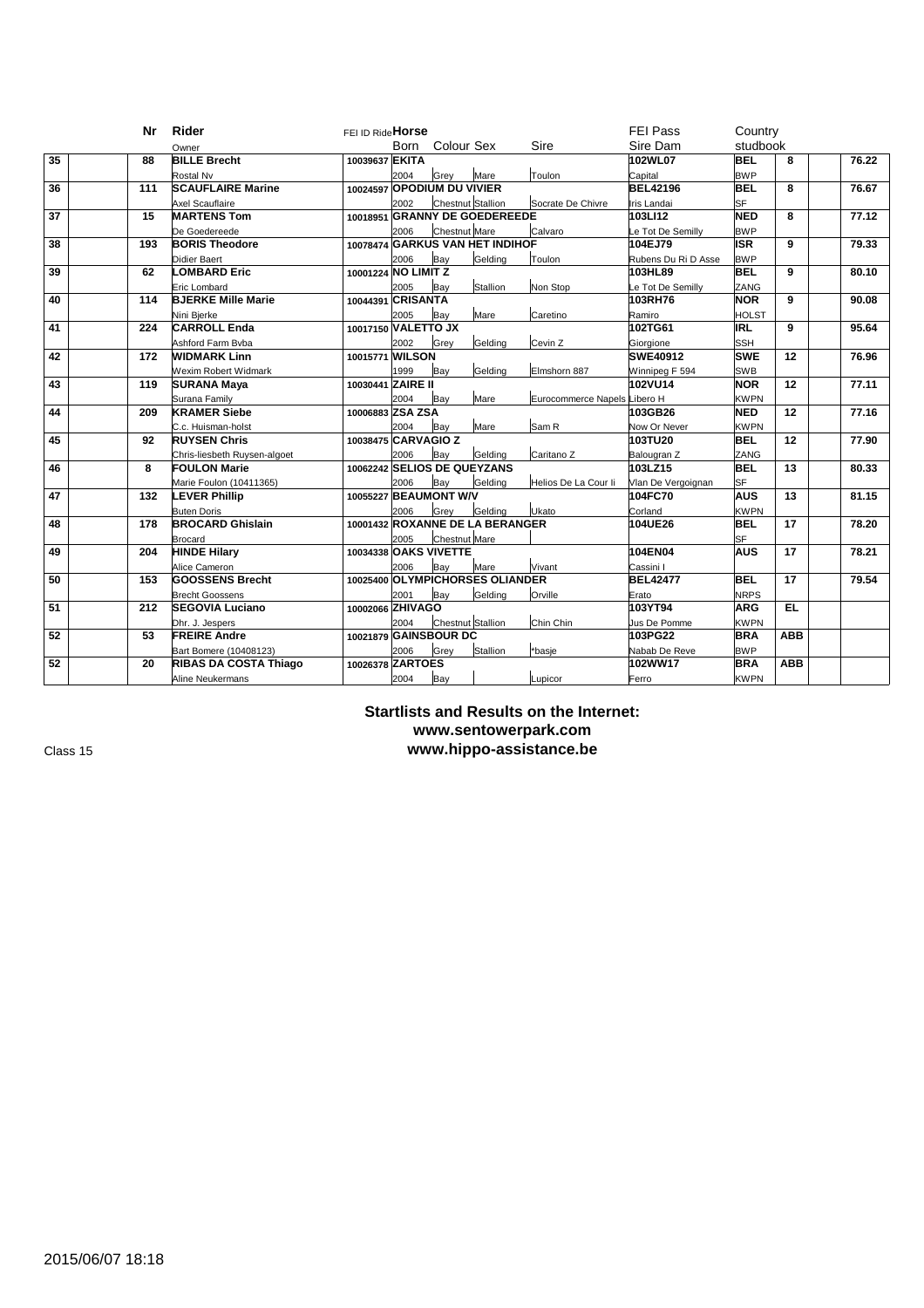| | | Nr | Rider / Owner | FEI ID Rider | Horse | Born | Colour | Sex | Sire | FEI Pass / Sire Dam | Country / studbook | | | |
|---|---|---|---|---|---|---|---|---|---|---|---|---|---|---|
| 35 | | 88 | **BILLE Brecht** | 10039637 | **EKITA** | | | | | **102WL07** | **BEL** | 8 | | 76.22 |
| | | | Rostal Nv | | | 2004 | Grey | Mare | Toulon | Capital | BWP | | | |
| 36 | | 111 | **SCAUFLAIRE Marine** | 10024597 | **OPODIUM DU VIVIER** | | | | | **BEL42196** | **BEL** | 8 | | 76.67 |
| | | | Axel Scauflaire | | | 2002 | Chestnut | Stallion | Socrate De Chivre | Iris Landai | SF | | | |
| 37 | | 15 | **MARTENS Tom** | 10018951 | **GRANNY DE GOEDEREEDE** | | | | | **103LI12** | **NED** | 8 | | 77.12 |
| | | | De Goedereede | | | 2006 | Chestnut | Mare | Calvaro | Le Tot De Semilly | BWP | | | |
| 38 | | 193 | **BORIS Theodore** | 10078474 | **GARKUS VAN HET INDIHOF** | | | | | **104EJ79** | **ISR** | 9 | | 79.33 |
| | | | Didier Baert | | | 2006 | Bay | Gelding | Toulon | Rubens Du Ri D Asse | BWP | | | |
| 39 | | 62 | **LOMBARD Eric** | 10001224 | **NO LIMIT Z** | | | | | **103HL89** | **BEL** | 9 | | 80.10 |
| | | | Eric Lombard | | | 2005 | Bay | Stallion | Non Stop | Le Tot De Semilly | ZANG | | | |
| 40 | | 114 | **BJERKE Mille Marie** | 10044391 | **CRISANTA** | | | | | **103RH76** | **NOR** | 9 | | 90.08 |
| | | | Nini Bjerke | | | 2005 | Bay | Mare | Caretino | Ramiro | HOLST | | | |
| 41 | | 224 | **CARROLL Enda** | 10017150 | **VALETTO JX** | | | | | **102TG61** | **IRL** | 9 | | 95.64 |
| | | | Ashford Farm Bvba | | | 2002 | Grey | Gelding | Cevin Z | Giorgione | SSH | | | |
| 42 | | 172 | **WIDMARK Linn** | 10015771 | **WILSON** | | | | | **SWE40912** | **SWE** | 12 | | 76.96 |
| | | | Wexim Robert Widmark | | | 1999 | Bay | Gelding | Elmshorn 887 | Winnipeg F 594 | SWB | | | |
| 43 | | 119 | **SURANA Maya** | 10030441 | **ZAIRE II** | | | | | **102VU14** | **NOR** | 12 | | 77.11 |
| | | | Surana Family | | | 2004 | Bay | Mare | Eurocommerce Napels | Libero H | KWPN | | | |
| 44 | | 209 | **KRAMER Siebe** | 10006883 | **ZSA ZSA** | | | | | **103GB26** | **NED** | 12 | | 77.16 |
| | | | C.c. Huisman-holst | | | 2004 | Bay | Mare | Sam R | Now Or Never | KWPN | | | |
| 45 | | 92 | **RUYSEN Chris** | 10038475 | **CARVAGIO Z** | | | | | **103TU20** | **BEL** | 12 | | 77.90 |
| | | | Chris-liesbeth Ruysen-algoet | | | 2006 | Bay | Gelding | Caritano Z | Balougran Z | ZANG | | | |
| 46 | | 8 | **FOULON Marie** | 10062242 | **SELIOS DE QUEYZANS** | | | | | **103LZ15** | **BEL** | 13 | | 80.33 |
| | | | Marie Foulon (10411365) | | | 2006 | Bay | Gelding | Helios De La Cour Ii | Vlan De Vergoignan | SF | | | |
| 47 | | 132 | **LEVER Phillip** | 10055227 | **BEAUMONT W/V** | | | | | **104FC70** | **AUS** | 13 | | 81.15 |
| | | | Buten Doris | | | 2006 | Grey | Gelding | Ukato | Corland | KWPN | | | |
| 48 | | 178 | **BROCARD Ghislain** | 10001432 | **ROXANNE DE LA BERANGER** | | | | | **104UE26** | **BEL** | 17 | | 78.20 |
| | | | Brocard | | | 2005 | Chestnut | Mare | | | SF | | | |
| 49 | | 204 | **HINDE Hilary** | 10034338 | **OAKS VIVETTE** | | | | | **104EN04** | **AUS** | 17 | | 78.21 |
| | | | Alice Cameron | | | 2006 | Bay | Mare | Vivant | Cassini I | | | | |
| 50 | | 153 | **GOOSSENS Brecht** | 10025400 | **OLYMPICHORSES OLIANDER** | | | | | **BEL42477** | **BEL** | 17 | | 79.54 |
| | | | Brecht Goossens | | | 2001 | Bay | Gelding | Orville | Erato | NRPS | | | |
| 51 | | 212 | **SEGOVIA Luciano** | 10002066 | **ZHIVAGO** | | | | | **103YT94** | **ARG** | EL | | |
| | | | Dhr. J. Jespers | | | 2004 | Chestnut | Stallion | Chin Chin | Jus De Pomme | KWPN | | | |
| 52 | | 53 | **FREIRE Andre** | 10021879 | **GAINSBOUR DC** | | | | | **103PG22** | **BRA** | ABB | | |
| | | | Bart Bomere (10408123) | | | 2006 | Grey | Stallion | *basje | Nabab De Reve | BWP | | | |
| 52 | | 20 | **RIBAS DA COSTA Thiago** | 10026378 | **ZARTOES** | | | | | **102WW17** | **BRA** | ABB | | |
| | | | Aline Neukermans | | | 2004 | Bay | | Lupicor | Ferro | KWPN | | | |

**Startlists and Results on the Internet:**
**www.sentowerpark.com**
**www.hippo-assistance.be**

Class 15

2015/06/07 18:18